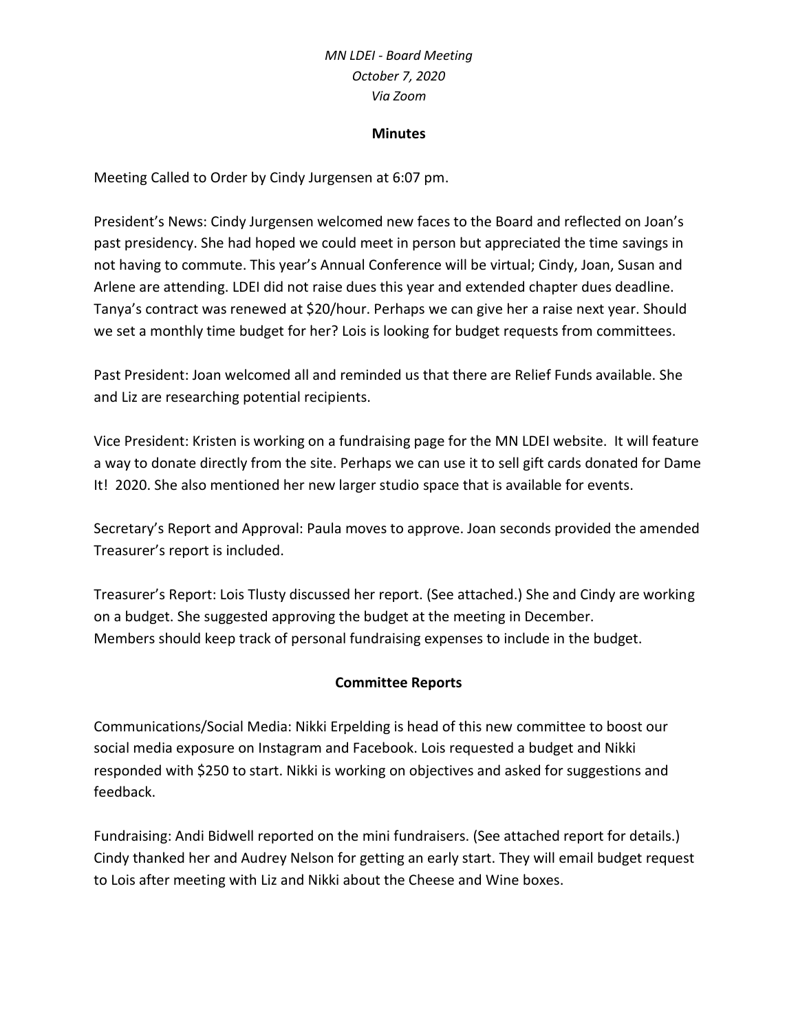*MN LDEI - Board Meeting*
*October 7, 2020*
*Via Zoom*

**Minutes**

Meeting Called to Order by Cindy Jurgensen at 6:07 pm.

President's News: Cindy Jurgensen welcomed new faces to the Board and reflected on Joan's past presidency. She had hoped we could meet in person but appreciated the time savings in not having to commute. This year's Annual Conference will be virtual; Cindy, Joan, Susan and Arlene are attending. LDEI did not raise dues this year and extended chapter dues deadline. Tanya's contract was renewed at $20/hour. Perhaps we can give her a raise next year. Should we set a monthly time budget for her? Lois is looking for budget requests from committees.

Past President: Joan welcomed all and reminded us that there are Relief Funds available. She and Liz are researching potential recipients.

Vice President: Kristen is working on a fundraising page for the MN LDEI website. It will feature a way to donate directly from the site. Perhaps we can use it to sell gift cards donated for Dame It! 2020. She also mentioned her new larger studio space that is available for events.

Secretary's Report and Approval: Paula moves to approve. Joan seconds provided the amended Treasurer's report is included.

Treasurer's Report: Lois Tlusty discussed her report. (See attached.) She and Cindy are working on a budget. She suggested approving the budget at the meeting in December.
Members should keep track of personal fundraising expenses to include in the budget.

## Committee Reports

Communications/Social Media: Nikki Erpelding is head of this new committee to boost our social media exposure on Instagram and Facebook. Lois requested a budget and Nikki responded with $250 to start. Nikki is working on objectives and asked for suggestions and feedback.

Fundraising: Andi Bidwell reported on the mini fundraisers. (See attached report for details.) Cindy thanked her and Audrey Nelson for getting an early start. They will email budget request to Lois after meeting with Liz and Nikki about the Cheese and Wine boxes.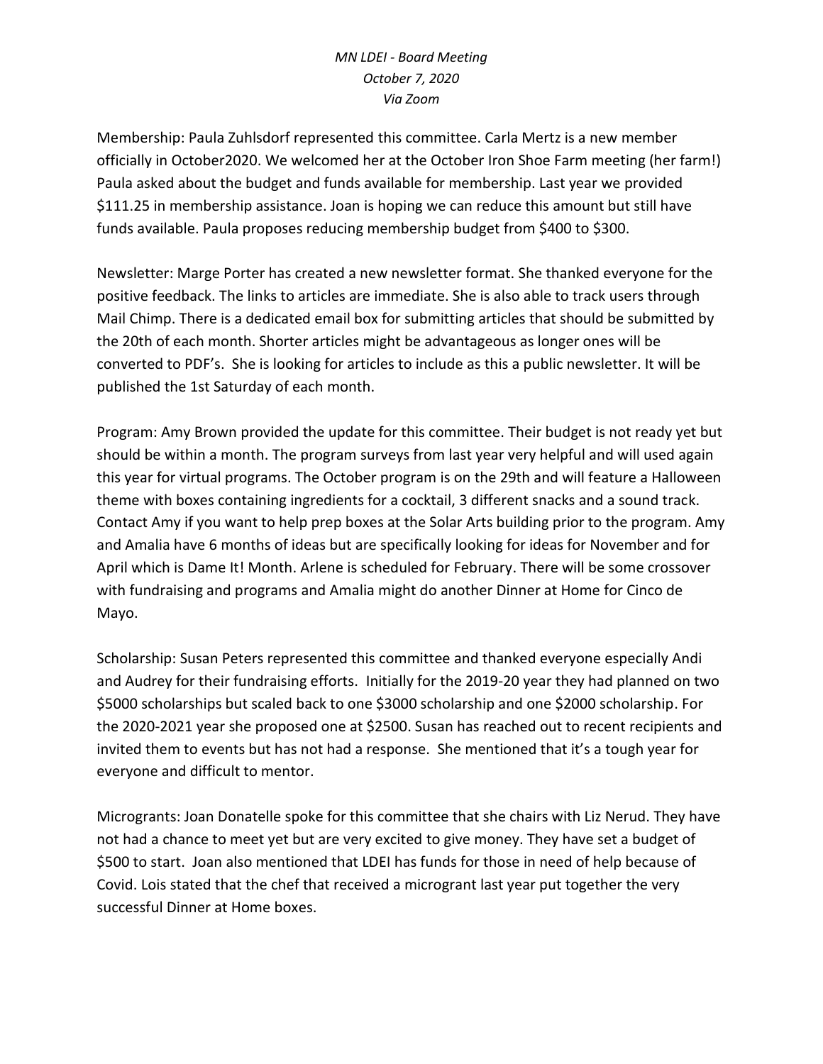*MN LDEI - Board Meeting*
*October 7, 2020*
*Via Zoom*

Membership: Paula Zuhlsdorf represented this committee. Carla Mertz is a new member officially in October2020. We welcomed her at the October Iron Shoe Farm meeting (her farm!) Paula asked about the budget and funds available for membership. Last year we provided $111.25 in membership assistance. Joan is hoping we can reduce this amount but still have funds available. Paula proposes reducing membership budget from $400 to $300.

Newsletter: Marge Porter has created a new newsletter format. She thanked everyone for the positive feedback. The links to articles are immediate. She is also able to track users through Mail Chimp. There is a dedicated email box for submitting articles that should be submitted by the 20th of each month. Shorter articles might be advantageous as longer ones will be converted to PDF's. She is looking for articles to include as this a public newsletter. It will be published the 1st Saturday of each month.

Program: Amy Brown provided the update for this committee. Their budget is not ready yet but should be within a month. The program surveys from last year very helpful and will used again this year for virtual programs. The October program is on the 29th and will feature a Halloween theme with boxes containing ingredients for a cocktail, 3 different snacks and a sound track. Contact Amy if you want to help prep boxes at the Solar Arts building prior to the program. Amy and Amalia have 6 months of ideas but are specifically looking for ideas for November and for April which is Dame It! Month. Arlene is scheduled for February. There will be some crossover with fundraising and programs and Amalia might do another Dinner at Home for Cinco de Mayo.

Scholarship: Susan Peters represented this committee and thanked everyone especially Andi and Audrey for their fundraising efforts. Initially for the 2019-20 year they had planned on two $5000 scholarships but scaled back to one $3000 scholarship and one $2000 scholarship. For the 2020-2021 year she proposed one at $2500. Susan has reached out to recent recipients and invited them to events but has not had a response. She mentioned that it's a tough year for everyone and difficult to mentor.

Microgrants: Joan Donatelle spoke for this committee that she chairs with Liz Nerud. They have not had a chance to meet yet but are very excited to give money. They have set a budget of $500 to start. Joan also mentioned that LDEI has funds for those in need of help because of Covid. Lois stated that the chef that received a microgrant last year put together the very successful Dinner at Home boxes.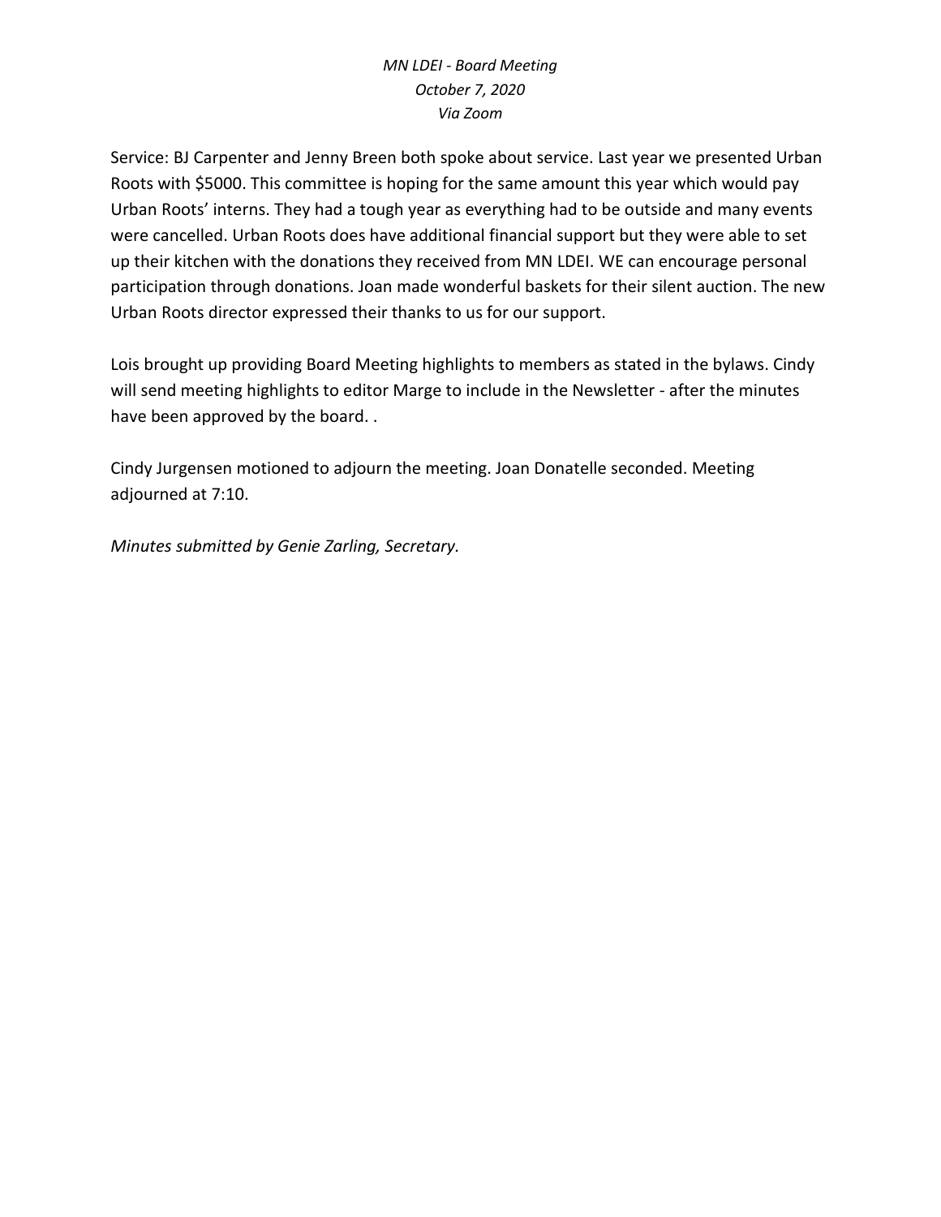*MN LDEI - Board Meeting*
*October 7, 2020*
*Via Zoom*

Service: BJ Carpenter and Jenny Breen both spoke about service. Last year we presented Urban Roots with $5000. This committee is hoping for the same amount this year which would pay Urban Roots' interns. They had a tough year as everything had to be outside and many events were cancelled. Urban Roots does have additional financial support but they were able to set up their kitchen with the donations they received from MN LDEI. WE can encourage personal participation through donations. Joan made wonderful baskets for their silent auction. The new Urban Roots director expressed their thanks to us for our support.

Lois brought up providing Board Meeting highlights to members as stated in the bylaws. Cindy will send meeting highlights to editor Marge to include in the Newsletter - after the minutes have been approved by the board. .

Cindy Jurgensen motioned to adjourn the meeting. Joan Donatelle seconded. Meeting adjourned at 7:10.

*Minutes submitted by Genie Zarling, Secretary.*